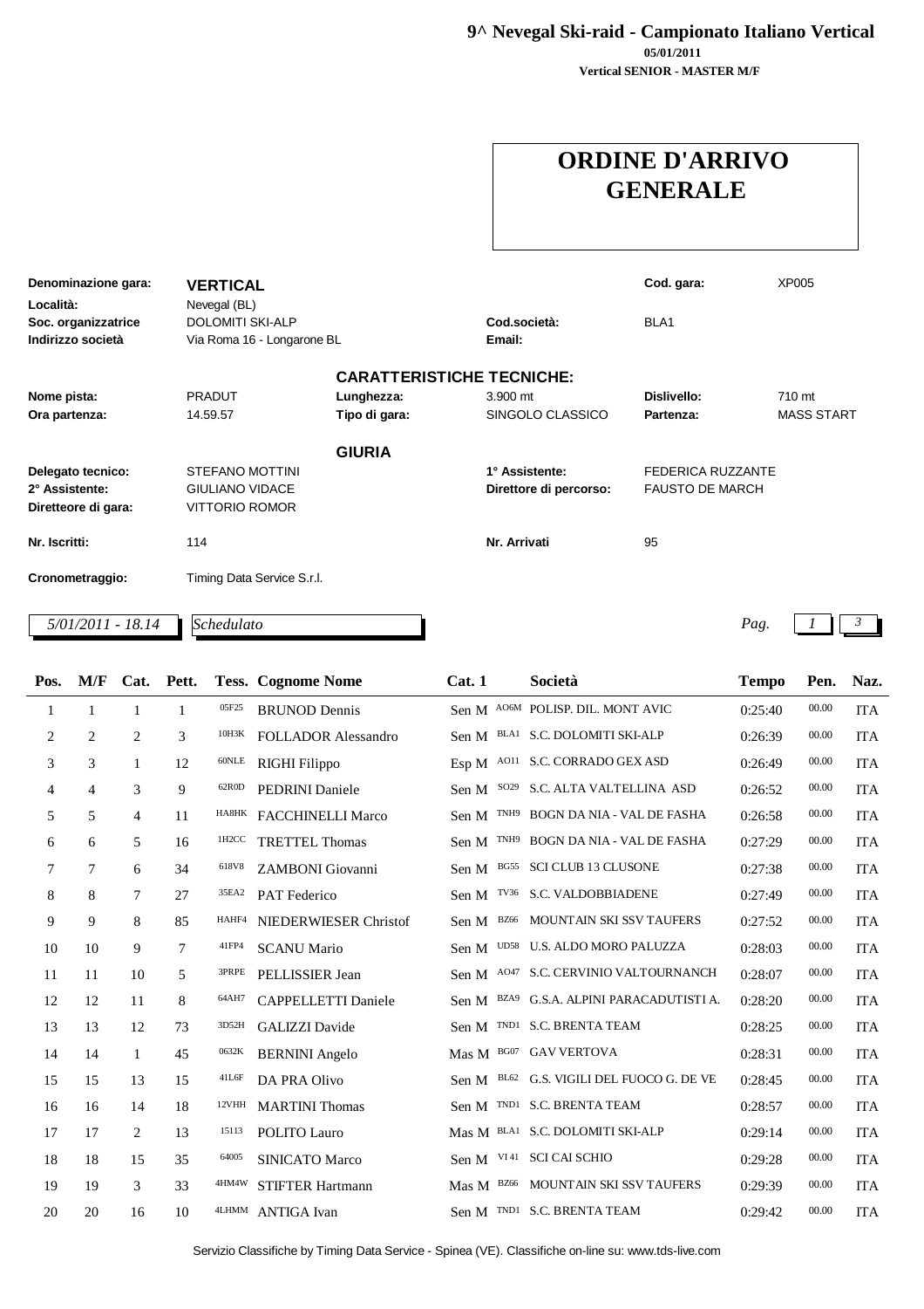**9^ Nevegal Ski-raid - Campionato Italiano Vertical**

**05/01/2011**

**Vertical SENIOR - MASTER M/F**

# ORDINE D'ARRIVO GENERALE

| | | | | | |
|---|---|---|---|---|---|
| **Denominazione gara:** | **VERTICAL** | | | **Cod. gara:** | XP005 |
| **Località:** | Nevegal (BL) | | | | |
| **Soc. organizzatrice** | DOLOMITI SKI-ALP | | **Cod.società:** | BLA1 | |
| **Indirizzo società** | Via Roma 16 - Longarone BL | | **Email:** | | |

**CARATTERISTICHE TECNICHE:**

| | | | | | |
|---|---|---|---|---|---|
| **Nome pista:** | PRADUT | **Lunghezza:** | 3.900 mt | **Dislivello:** | 710 mt |
| **Ora partenza:** | 14.59.57 | **Tipo di gara:** | SINGOLO CLASSICO | **Partenza:** | MASS START |

**GIURIA**

| | | | |
|---|---|---|---|
| **Delegato tecnico:** | STEFANO MOTTINI | **1° Assistente:** | FEDERICA RUZZANTE |
| **2° Assistente:** | GIULIANO VIDACE | **Direttore di percorso:** | FAUSTO DE MARCH |
| **Diretteore di gara:** | VITTORIO ROMOR | | |
| **Nr. Iscritti:** | 114 | **Nr. Arrivati** | 95 |
| **Cronometraggio:** | Timing Data Service S.r.l. | | |

*5/01/2011 - 18.14* *Schedulato*

| Pos. | M/F | Cat. | Pett. | Tess. | Cognome Nome | Cat. 1 | | Società | Tempo | Pen. | Naz. |
|---|---|---|---|---|---|---|---|---|---|---|---|
| 1 | 1 | 1 | 1 | 05F25 | BRUNOD Dennis | Sen M | AO6M | POLISP. DIL. MONT AVIC | 0:25:40 | 00.00 | ITA |
| 2 | 2 | 2 | 3 | 10H3K | FOLLADOR Alessandro | Sen M | BLA1 | S.C. DOLOMITI SKI-ALP | 0:26:39 | 00.00 | ITA |
| 3 | 3 | 1 | 12 | 60NLE | RIGHI Filippo | Esp M | AO11 | S.C. CORRADO GEX ASD | 0:26:49 | 00.00 | ITA |
| 4 | 4 | 3 | 9 | 62R0D | PEDRINI Daniele | Sen M | SO29 | S.C. ALTA VALTELLINA ASD | 0:26:52 | 00.00 | ITA |
| 5 | 5 | 4 | 11 | HA8HK | FACCHINELLI Marco | Sen M | TNH9 | BOGN DA NIA - VAL DE FASHA | 0:26:58 | 00.00 | ITA |
| 6 | 6 | 5 | 16 | 1H2CC | TRETTEL Thomas | Sen M | TNH9 | BOGN DA NIA - VAL DE FASHA | 0:27:29 | 00.00 | ITA |
| 7 | 7 | 6 | 34 | 618V8 | ZAMBONI Giovanni | Sen M | BG55 | SCI CLUB 13 CLUSONE | 0:27:38 | 00.00 | ITA |
| 8 | 8 | 7 | 27 | 35EA2 | PAT Federico | Sen M | TV36 | S.C. VALDOBBIADENE | 0:27:49 | 00.00 | ITA |
| 9 | 9 | 8 | 85 | HAHF4 | NIEDERWIESER Christof | Sen M | BZ66 | MOUNTAIN SKI SSV TAUFERS | 0:27:52 | 00.00 | ITA |
| 10 | 10 | 9 | 7 | 41FP4 | SCANU Mario | Sen M | UD58 | U.S. ALDO MORO PALUZZA | 0:28:03 | 00.00 | ITA |
| 11 | 11 | 10 | 5 | 3PRPE | PELLISSIER Jean | Sen M | AO47 | S.C. CERVINIO VALTOURNANCH | 0:28:07 | 00.00 | ITA |
| 12 | 12 | 11 | 8 | 64AH7 | CAPPELLETTI Daniele | Sen M | BZA9 | G.S.A. ALPINI PARACADUTISTI A. | 0:28:20 | 00.00 | ITA |
| 13 | 13 | 12 | 73 | 3D52H | GALIZZI Davide | Sen M | TND1 | S.C. BRENTA TEAM | 0:28:25 | 00.00 | ITA |
| 14 | 14 | 1 | 45 | 0632K | BERNINI Angelo | Mas M | BG07 | GAV VERTOVA | 0:28:31 | 00.00 | ITA |
| 15 | 15 | 13 | 15 | 41L6F | DA PRA Olivo | Sen M | BL62 | G.S. VIGILI DEL FUOCO G. DE VE | 0:28:45 | 00.00 | ITA |
| 16 | 16 | 14 | 18 | 12VHH | MARTINI Thomas | Sen M | TND1 | S.C. BRENTA TEAM | 0:28:57 | 00.00 | ITA |
| 17 | 17 | 2 | 13 | 15113 | POLITO Lauro | Mas M | BLA1 | S.C. DOLOMITI SKI-ALP | 0:29:14 | 00.00 | ITA |
| 18 | 18 | 15 | 35 | 64005 | SINICATO Marco | Sen M | VI 41 | SCI CAI SCHIO | 0:29:28 | 00.00 | ITA |
| 19 | 19 | 3 | 33 | 4HM4W | STIFTER Hartmann | Mas M | BZ66 | MOUNTAIN SKI SSV TAUFERS | 0:29:39 | 00.00 | ITA |
| 20 | 20 | 16 | 10 | 4LHMM | ANTIGA Ivan | Sen M | TND1 | S.C. BRENTA TEAM | 0:29:42 | 00.00 | ITA |

Servizio Classifiche by Timing Data Service - Spinea (VE). Classifiche on-line su: www.tds-live.com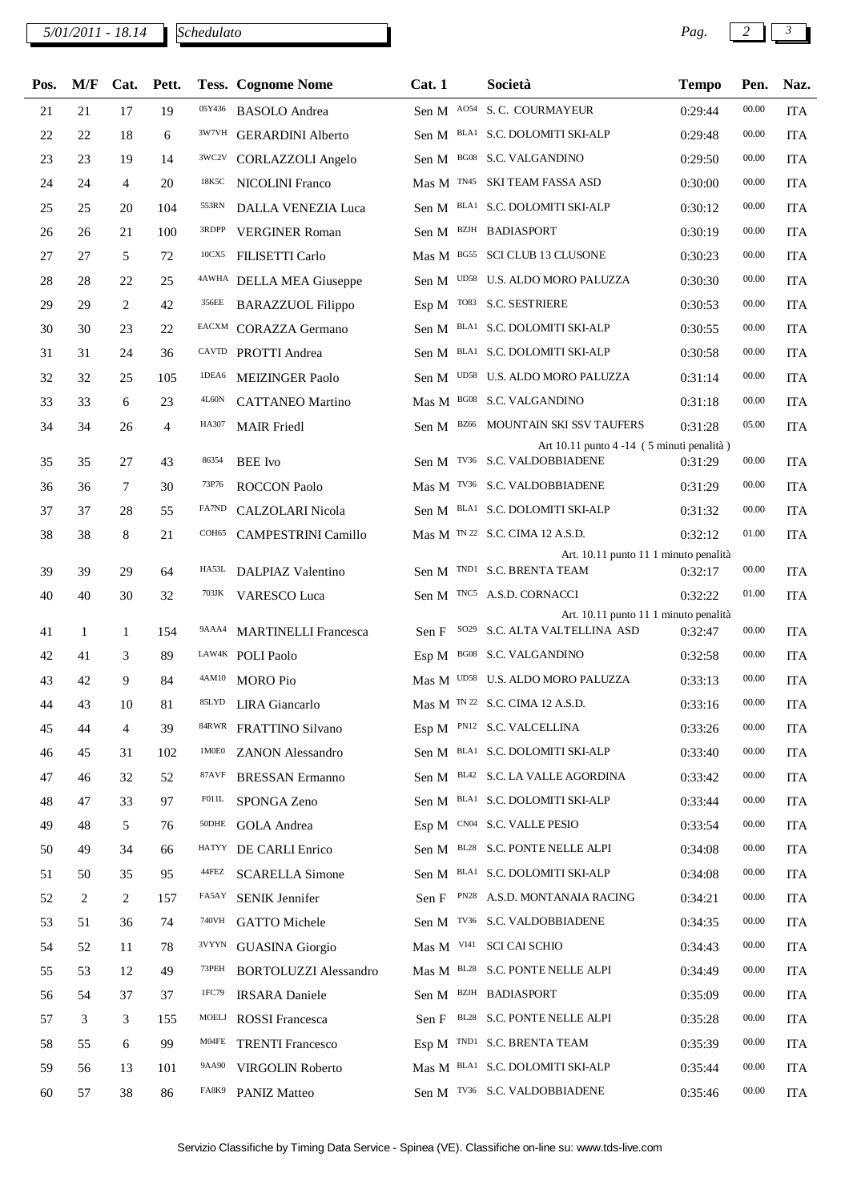| Pos. | M/F | Cat. | Pett. | Tess. | Cognome Nome | Cat. 1 | | Società | Tempo | Pen. | Naz. |
|---|---|---|---|---|---|---|---|---|---|---|---|
| 21 | 21 | 17 | 19 | 05Y436 | BASOLO Andrea | Sen M | AO54 | S. C. COURMAYEUR | 0:29:44 | 00.00 | ITA |
| 22 | 22 | 18 | 6 | 3W7VH | GERARDINI Alberto | Sen M | BLA1 | S.C. DOLOMITI SKI-ALP | 0:29:48 | 00.00 | ITA |
| 23 | 23 | 19 | 14 | 3WC2V | CORLAZZOLI Angelo | Sen M | BG08 | S.C. VALGANDINO | 0:29:50 | 00.00 | ITA |
| 24 | 24 | 4 | 20 | 18K5C | NICOLINI Franco | Mas M | TN45 | SKI TEAM FASSA ASD | 0:30:00 | 00.00 | ITA |
| 25 | 25 | 20 | 104 | 553RN | DALLA VENEZIA Luca | Sen M | BLA1 | S.C. DOLOMITI SKI-ALP | 0:30:12 | 00.00 | ITA |
| 26 | 26 | 21 | 100 | 3RDPP | VERGINER Roman | Sen M | BZJH | BADIASPORT | 0:30:19 | 00.00 | ITA |
| 27 | 27 | 5 | 72 | 10CX5 | FILISETTI Carlo | Mas M | BG55 | SCI CLUB 13 CLUSONE | 0:30:23 | 00.00 | ITA |
| 28 | 28 | 22 | 25 | 4AWHA | DELLA MEA Giuseppe | Sen M | UD58 | U.S. ALDO MORO PALUZZA | 0:30:30 | 00.00 | ITA |
| 29 | 29 | 2 | 42 | 356EE | BARAZZUOL Filippo | Esp M | TO83 | S.C. SESTRIERE | 0:30:53 | 00.00 | ITA |
| 30 | 30 | 23 | 22 | EACXM | CORAZZA Germano | Sen M | BLA1 | S.C. DOLOMITI SKI-ALP | 0:30:55 | 00.00 | ITA |
| 31 | 31 | 24 | 36 | CAVTD | PROTTI Andrea | Sen M | BLA1 | S.C. DOLOMITI SKI-ALP | 0:30:58 | 00.00 | ITA |
| 32 | 32 | 25 | 105 | 1DEA6 | MEIZINGER Paolo | Sen M | UD58 | U.S. ALDO MORO PALUZZA | 0:31:14 | 00.00 | ITA |
| 33 | 33 | 6 | 23 | 4L60N | CATTANEO Martino | Mas M | BG08 | S.C. VALGANDINO | 0:31:18 | 00.00 | ITA |
| 34 | 34 | 26 | 4 | HA307 | MAIR Friedl | Sen M | BZ66 | MOUNTAIN SKI SSV TAUFERS<br>Art 10.11 punto 4 -14 ( 5 minuti penalità ) | 0:31:28 | 05.00 | ITA |
| 35 | 35 | 27 | 43 | 86354 | BEE Ivo | Sen M | TV36 | S.C. VALDOBBIADENE | 0:31:29 | 00.00 | ITA |
| 36 | 36 | 7 | 30 | 73P76 | ROCCON Paolo | Mas M | TV36 | S.C. VALDOBBIADENE | 0:31:29 | 00.00 | ITA |
| 37 | 37 | 28 | 55 | FA7ND | CALZOLARI Nicola | Sen M | BLA1 | S.C. DOLOMITI SKI-ALP | 0:31:32 | 00.00 | ITA |
| 38 | 38 | 8 | 21 | COH65 | CAMPESTRINI Camillo | Mas M | TN 22 | S.C. CIMA 12 A.S.D.<br>Art. 10.11 punto 11 1 minuto penalità | 0:32:12 | 01.00 | ITA |
| 39 | 39 | 29 | 64 | HA53L | DALPIAZ Valentino | Sen M | TND1 | S.C. BRENTA TEAM | 0:32:17 | 00.00 | ITA |
| 40 | 40 | 30 | 32 | 703JK | VARESCO Luca | Sen M | TNC5 | A.S.D. CORNACCI<br>Art. 10.11 punto 11 1 minuto penalità | 0:32:22 | 01.00 | ITA |
| 41 | 1 | 1 | 154 | 9AAA4 | MARTINELLI Francesca | Sen F | SO29 | S.C. ALTA VALTELLINA ASD | 0:32:47 | 00.00 | ITA |
| 42 | 41 | 3 | 89 | LAW4K | POLI Paolo | Esp M | BG08 | S.C. VALGANDINO | 0:32:58 | 00.00 | ITA |
| 43 | 42 | 9 | 84 | 4AM10 | MORO Pio | Mas M | UD58 | U.S. ALDO MORO PALUZZA | 0:33:13 | 00.00 | ITA |
| 44 | 43 | 10 | 81 | 85LYD | LIRA Giancarlo | Mas M | TN 22 | S.C. CIMA 12 A.S.D. | 0:33:16 | 00.00 | ITA |
| 45 | 44 | 4 | 39 | 84RWR | FRATTINO Silvano | Esp M | PN12 | S.C. VALCELLINA | 0:33:26 | 00.00 | ITA |
| 46 | 45 | 31 | 102 | 1M0E0 | ZANON Alessandro | Sen M | BLA1 | S.C. DOLOMITI SKI-ALP | 0:33:40 | 00.00 | ITA |
| 47 | 46 | 32 | 52 | 87AVF | BRESSAN Ermanno | Sen M | BL42 | S.C. LA VALLE AGORDINA | 0:33:42 | 00.00 | ITA |
| 48 | 47 | 33 | 97 | F011L | SPONGA Zeno | Sen M | BLA1 | S.C. DOLOMITI SKI-ALP | 0:33:44 | 00.00 | ITA |
| 49 | 48 | 5 | 76 | 50DHE | GOLA Andrea | Esp M | CN04 | S.C. VALLE PESIO | 0:33:54 | 00.00 | ITA |
| 50 | 49 | 34 | 66 | HATYY | DE CARLI Enrico | Sen M | BL28 | S.C. PONTE NELLE ALPI | 0:34:08 | 00.00 | ITA |
| 51 | 50 | 35 | 95 | 44FEZ | SCARELLA Simone | Sen M | BLA1 | S.C. DOLOMITI SKI-ALP | 0:34:08 | 00.00 | ITA |
| 52 | 2 | 2 | 157 | FA5AY | SENIK Jennifer | Sen F | PN28 | A.S.D. MONTANAIA RACING | 0:34:21 | 00.00 | ITA |
| 53 | 51 | 36 | 74 | 740VH | GATTO Michele | Sen M | TV36 | S.C. VALDOBBIADENE | 0:34:35 | 00.00 | ITA |
| 54 | 52 | 11 | 78 | 3VYYN | GUASINA Giorgio | Mas M | VI41 | SCI CAI SCHIO | 0:34:43 | 00.00 | ITA |
| 55 | 53 | 12 | 49 | 73PEH | BORTOLUZZI Alessandro | Mas M | BL28 | S.C. PONTE NELLE ALPI | 0:34:49 | 00.00 | ITA |
| 56 | 54 | 37 | 37 | 1FC79 | IRSARA Daniele | Sen M | BZJH | BADIASPORT | 0:35:09 | 00.00 | ITA |
| 57 | 3 | 3 | 155 | MOELJ | ROSSI Francesca | Sen F | BL28 | S.C. PONTE NELLE ALPI | 0:35:28 | 00.00 | ITA |
| 58 | 55 | 6 | 99 | M04FE | TRENTI Francesco | Esp M | TND1 | S.C. BRENTA TEAM | 0:35:39 | 00.00 | ITA |
| 59 | 56 | 13 | 101 | 9AA90 | VIRGOLIN Roberto | Mas M | BLA1 | S.C. DOLOMITI SKI-ALP | 0:35:44 | 00.00 | ITA |
| 60 | 57 | 38 | 86 | FA8K9 | PANIZ Matteo | Sen M | TV36 | S.C. VALDOBBIADENE | 0:35:46 | 00.00 | ITA |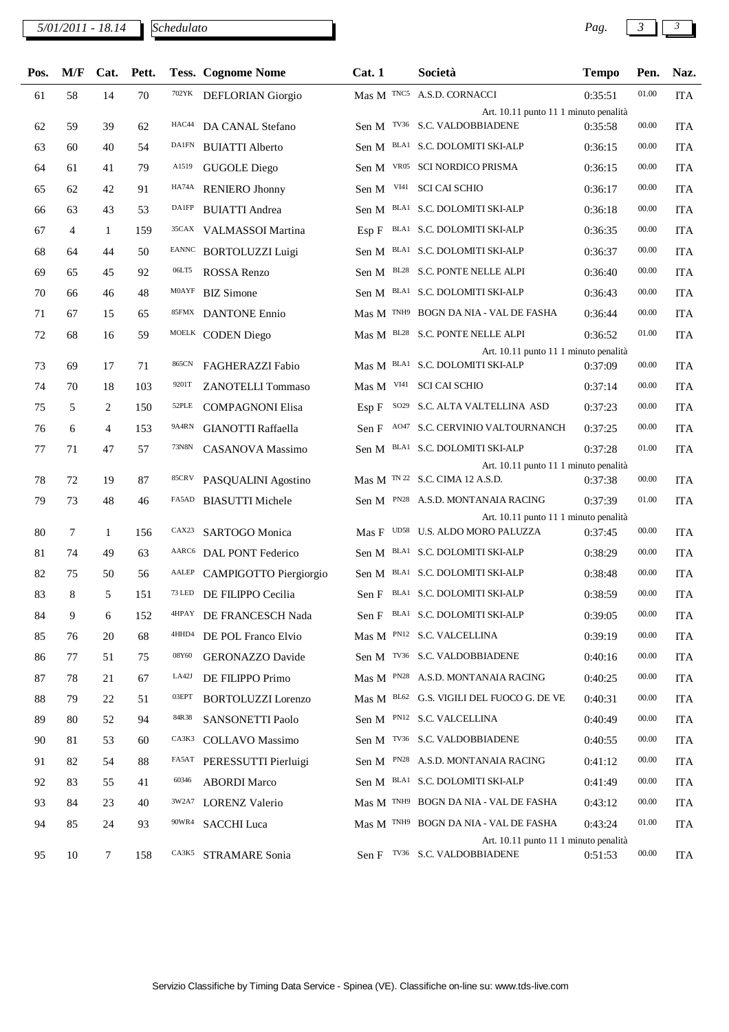| Pos. | M/F | Cat. | Pett. | Tess. | Cognome Nome | Cat. 1 | | Società | Tempo | Pen. | Naz. |
|---|---|---|---|---|---|---|---|---|---|---|---|
| 61 | 58 | 14 | 70 | 702YK | DEFLORIAN Giorgio | Mas M | TNC5 | A.S.D. CORNACCI | 0:35:51 | 01.00 | ITA |
| | | | | | | | | Art. 10.11 punto 11 1 minuto penalità | | | |
| 62 | 59 | 39 | 62 | HAC44 | DA CANAL Stefano | Sen M | TV36 | S.C. VALDOBBIADENE | 0:35:58 | 00.00 | ITA |
| 63 | 60 | 40 | 54 | DA1FN | BUIATTI Alberto | Sen M | BLA1 | S.C. DOLOMITI SKI-ALP | 0:36:15 | 00.00 | ITA |
| 64 | 61 | 41 | 79 | A1519 | GUGOLE Diego | Sen M | VR05 | SCI NORDICO PRISMA | 0:36:15 | 00.00 | ITA |
| 65 | 62 | 42 | 91 | HA74A | RENIERO Jhonny | Sen M | VI41 | SCI CAI SCHIO | 0:36:17 | 00.00 | ITA |
| 66 | 63 | 43 | 53 | DA1FP | BUIATTI Andrea | Sen M | BLA1 | S.C. DOLOMITI SKI-ALP | 0:36:18 | 00.00 | ITA |
| 67 | 4 | 1 | 159 | 35CAX | VALMASSOI Martina | Esp F | BLA1 | S.C. DOLOMITI SKI-ALP | 0:36:35 | 00.00 | ITA |
| 68 | 64 | 44 | 50 | EANNC | BORTOLUZZI Luigi | Sen M | BLA1 | S.C. DOLOMITI SKI-ALP | 0:36:37 | 00.00 | ITA |
| 69 | 65 | 45 | 92 | 06LT5 | ROSSA Renzo | Sen M | BL28 | S.C. PONTE NELLE ALPI | 0:36:40 | 00.00 | ITA |
| 70 | 66 | 46 | 48 | M0AYF | BIZ Simone | Sen M | BLA1 | S.C. DOLOMITI SKI-ALP | 0:36:43 | 00.00 | ITA |
| 71 | 67 | 15 | 65 | 85FMX | DANTONE Ennio | Mas M | TNH9 | BOGN DA NIA - VAL DE FASHA | 0:36:44 | 00.00 | ITA |
| 72 | 68 | 16 | 59 | MOELK | CODEN Diego | Mas M | BL28 | S.C. PONTE NELLE ALPI | 0:36:52 | 01.00 | ITA |
| | | | | | | | | Art. 10.11 punto 11 1 minuto penalità | | | |
| 73 | 69 | 17 | 71 | 865CN | FAGHERAZZI Fabio | Mas M | BLA1 | S.C. DOLOMITI SKI-ALP | 0:37:09 | 00.00 | ITA |
| 74 | 70 | 18 | 103 | 9201T | ZANOTELLI Tommaso | Mas M | VI41 | SCI CAI SCHIO | 0:37:14 | 00.00 | ITA |
| 75 | 5 | 2 | 150 | 52PLE | COMPAGNONI Elisa | Esp F | SO29 | S.C. ALTA VALTELLINA ASD | 0:37:23 | 00.00 | ITA |
| 76 | 6 | 4 | 153 | 9A4RN | GIANOTTI Raffaella | Sen F | AO47 | S.C. CERVINIO VALTOURNANCH | 0:37:25 | 00.00 | ITA |
| 77 | 71 | 47 | 57 | 73N8N | CASANOVA Massimo | Sen M | BLA1 | S.C. DOLOMITI SKI-ALP | 0:37:28 | 01.00 | ITA |
| | | | | | | | | Art. 10.11 punto 11 1 minuto penalità | | | |
| 78 | 72 | 19 | 87 | 85CRV | PASQUALINI Agostino | Mas M | TN 22 | S.C. CIMA 12 A.S.D. | 0:37:38 | 00.00 | ITA |
| 79 | 73 | 48 | 46 | FA5AD | BIASUTTI Michele | Sen M | PN28 | A.S.D. MONTANAIA RACING | 0:37:39 | 01.00 | ITA |
| | | | | | | | | Art. 10.11 punto 11 1 minuto penalità | | | |
| 80 | 7 | 1 | 156 | CAX23 | SARTOGO Monica | Mas F | UD58 | U.S. ALDO MORO PALUZZA | 0:37:45 | 00.00 | ITA |
| 81 | 74 | 49 | 63 | AARC6 | DAL PONT Federico | Sen M | BLA1 | S.C. DOLOMITI SKI-ALP | 0:38:29 | 00.00 | ITA |
| 82 | 75 | 50 | 56 | AALEP | CAMPIGOTTO Piergiorgio | Sen M | BLA1 | S.C. DOLOMITI SKI-ALP | 0:38:48 | 00.00 | ITA |
| 83 | 8 | 5 | 151 | 73 LED | DE FILIPPO Cecilia | Sen F | BLA1 | S.C. DOLOMITI SKI-ALP | 0:38:59 | 00.00 | ITA |
| 84 | 9 | 6 | 152 | 4HPAY | DE FRANCESCH Nada | Sen F | BLA1 | S.C. DOLOMITI SKI-ALP | 0:39:05 | 00.00 | ITA |
| 85 | 76 | 20 | 68 | 4HHD4 | DE POL Franco Elvio | Mas M | PN12 | S.C. VALCELLINA | 0:39:19 | 00.00 | ITA |
| 86 | 77 | 51 | 75 | 08Y60 | GERONAZZO Davide | Sen M | TV36 | S.C. VALDOBBIADENE | 0:40:16 | 00.00 | ITA |
| 87 | 78 | 21 | 67 | LA42J | DE FILIPPO Primo | Mas M | PN28 | A.S.D. MONTANAIA RACING | 0:40:25 | 00.00 | ITA |
| 88 | 79 | 22 | 51 | 03EPT | BORTOLUZZI Lorenzo | Mas M | BL62 | G.S. VIGILI DEL FUOCO G. DE VE | 0:40:31 | 00.00 | ITA |
| 89 | 80 | 52 | 94 | 84R38 | SANSONETTI Paolo | Sen M | PN12 | S.C. VALCELLINA | 0:40:49 | 00.00 | ITA |
| 90 | 81 | 53 | 60 | CA3K3 | COLLAVO Massimo | Sen M | TV36 | S.C. VALDOBBIADENE | 0:40:55 | 00.00 | ITA |
| 91 | 82 | 54 | 88 | FA5AT | PERESSUTTI Pierluigi | Sen M | PN28 | A.S.D. MONTANAIA RACING | 0:41:12 | 00.00 | ITA |
| 92 | 83 | 55 | 41 | 60346 | ABORDI Marco | Sen M | BLA1 | S.C. DOLOMITI SKI-ALP | 0:41:49 | 00.00 | ITA |
| 93 | 84 | 23 | 40 | 3W2A7 | LORENZ Valerio | Mas M | TNH9 | BOGN DA NIA - VAL DE FASHA | 0:43:12 | 00.00 | ITA |
| 94 | 85 | 24 | 93 | 90WR4 | SACCHI Luca | Mas M | TNH9 | BOGN DA NIA - VAL DE FASHA | 0:43:24 | 01.00 | ITA |
| | | | | | | | | Art. 10.11 punto 11 1 minuto penalità | | | |
| 95 | 10 | 7 | 158 | CA3K5 | STRAMARE Sonia | Sen F | TV36 | S.C. VALDOBBIADENE | 0:51:53 | 00.00 | ITA |

Servizio Classifiche by Timing Data Service - Spinea (VE). Classifiche on-line su: www.tds-live.com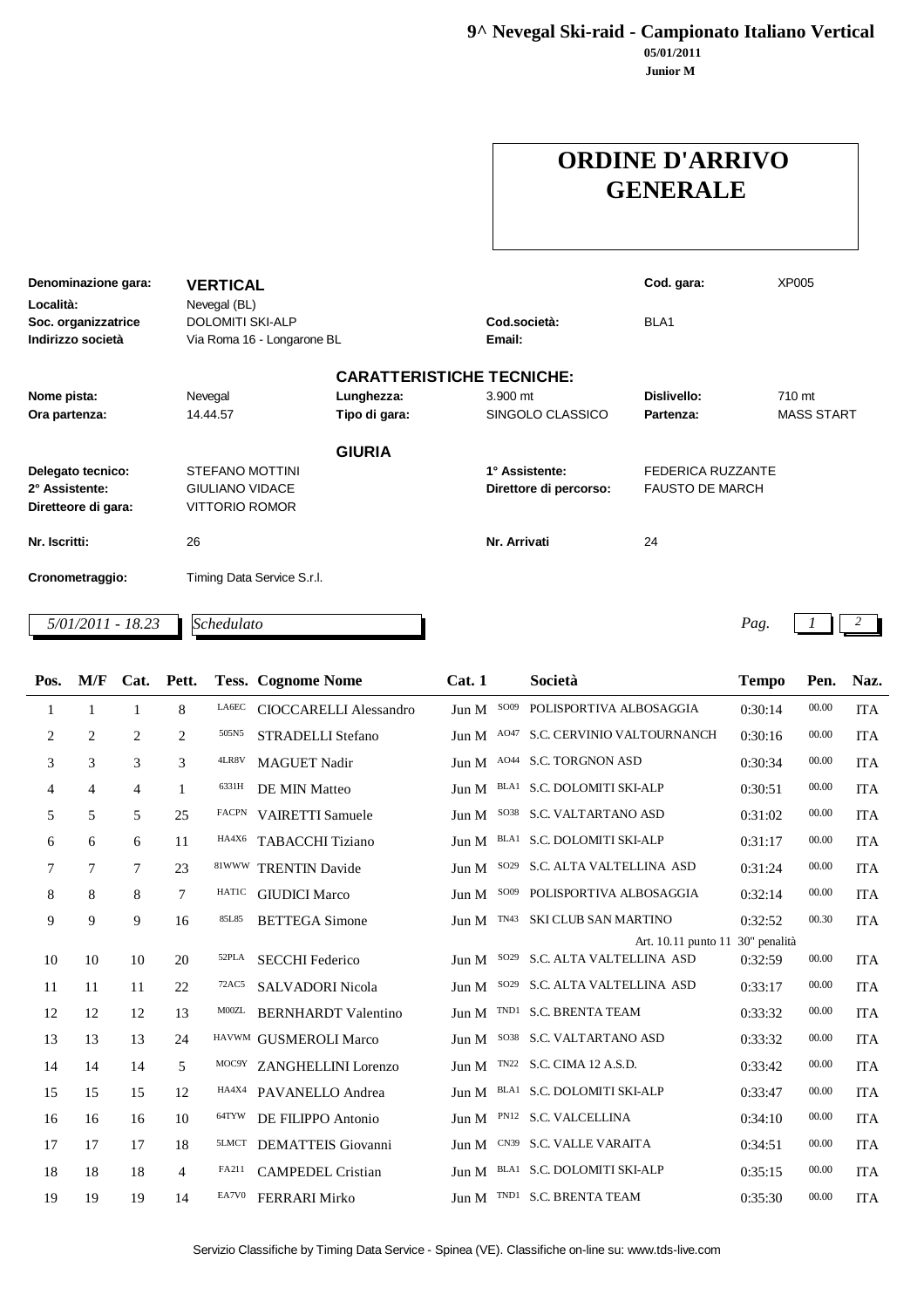**9^ Nevegal Ski-raid - Campionato Italiano Vertical**
**05/01/2011**
**Junior M**

# ORDINE D'ARRIVO GENERALE

| | | | | | |
|---|---|---|---|---|---|
| **Denominazione gara:** | **VERTICAL** | | | **Cod. gara:** | XP005 |
| **Località:** | Nevegal (BL) | | | | |
| **Soc. organizzatrice** | DOLOMITI SKI-ALP | | **Cod.società:** | BLA1 | |
| **Indirizzo società** | Via Roma 16 - Longarone BL | | **Email:** | | |

**CARATTERISTICHE TECNICHE:**

| | | | | | |
|---|---|---|---|---|---|
| **Nome pista:** | Nevegal | **Lunghezza:** | 3.900 mt | **Dislivello:** | 710 mt |
| **Ora partenza:** | 14.44.57 | **Tipo di gara:** | SINGOLO CLASSICO | **Partenza:** | MASS START |

**GIURIA**

| | | | |
|---|---|---|---|
| **Delegato tecnico:** | STEFANO MOTTINI | **1° Assistente:** | FEDERICA RUZZANTE |
| **2° Assistente:** | GIULIANO VIDACE | **Direttore di percorso:** | FAUSTO DE MARCH |
| **Diretteore di gara:** | VITTORIO ROMOR | | |
| **Nr. Iscritti:** | 26 | **Nr. Arrivati** | 24 |
| **Cronometraggio:** | Timing Data Service S.r.l. | | |

*5/01/2011 - 18.23* *Schedulato*

| Pos. | M/F | Cat. | Pett. | Tess. | Cognome Nome | Cat. 1 | | Società | Tempo | Pen. | Naz. |
|---|---|---|---|---|---|---|---|---|---|---|---|
| 1 | 1 | 1 | 8 | LA6EC | CIOCCARELLI Alessandro | Jun M | SO09 | POLISPORTIVA ALBOSAGGIA | 0:30:14 | 00.00 | ITA |
| 2 | 2 | 2 | 2 | 505N5 | STRADELLI Stefano | Jun M | AO47 | S.C. CERVINIO VALTOURNANCH | 0:30:16 | 00.00 | ITA |
| 3 | 3 | 3 | 3 | 4LR8V | MAGUET Nadir | Jun M | AO44 | S.C. TORGNON ASD | 0:30:34 | 00.00 | ITA |
| 4 | 4 | 4 | 1 | 6331H | DE MIN Matteo | Jun M | BLA1 | S.C. DOLOMITI SKI-ALP | 0:30:51 | 00.00 | ITA |
| 5 | 5 | 5 | 25 | FACPN | VAIRETTI Samuele | Jun M | SO38 | S.C. VALTARTANO ASD | 0:31:02 | 00.00 | ITA |
| 6 | 6 | 6 | 11 | HA4X6 | TABACCHI Tiziano | Jun M | BLA1 | S.C. DOLOMITI SKI-ALP | 0:31:17 | 00.00 | ITA |
| 7 | 7 | 7 | 23 | 81WWW | TRENTIN Davide | Jun M | SO29 | S.C. ALTA VALTELLINA ASD | 0:31:24 | 00.00 | ITA |
| 8 | 8 | 8 | 7 | HAT1C | GIUDICI Marco | Jun M | SO09 | POLISPORTIVA ALBOSAGGIA | 0:32:14 | 00.00 | ITA |
| 9 | 9 | 9 | 16 | 85L85 | BETTEGA Simone | Jun M | TN43 | SKI CLUB SAN MARTINO | 0:32:52 | 00.30 | ITA |
| | | | | | | | | Art. 10.11 punto 11 30" penalità | | | |
| 10 | 10 | 10 | 20 | 52PLA | SECCHI Federico | Jun M | SO29 | S.C. ALTA VALTELLINA ASD | 0:32:59 | 00.00 | ITA |
| 11 | 11 | 11 | 22 | 72AC5 | SALVADORI Nicola | Jun M | SO29 | S.C. ALTA VALTELLINA ASD | 0:33:17 | 00.00 | ITA |
| 12 | 12 | 12 | 13 | M00ZL | BERNHARDT Valentino | Jun M | TND1 | S.C. BRENTA TEAM | 0:33:32 | 00.00 | ITA |
| 13 | 13 | 13 | 24 | HAVWM | GUSMEROLI Marco | Jun M | SO38 | S.C. VALTARTANO ASD | 0:33:32 | 00.00 | ITA |
| 14 | 14 | 14 | 5 | MOC9Y | ZANGHELLINI Lorenzo | Jun M | TN22 | S.C. CIMA 12 A.S.D. | 0:33:42 | 00.00 | ITA |
| 15 | 15 | 15 | 12 | HA4X4 | PAVANELLO Andrea | Jun M | BLA1 | S.C. DOLOMITI SKI-ALP | 0:33:47 | 00.00 | ITA |
| 16 | 16 | 16 | 10 | 64TYW | DE FILIPPO Antonio | Jun M | PN12 | S.C. VALCELLINA | 0:34:10 | 00.00 | ITA |
| 17 | 17 | 17 | 18 | 5LMCT | DEMATTEIS Giovanni | Jun M | CN39 | S.C. VALLE VARAITA | 0:34:51 | 00.00 | ITA |
| 18 | 18 | 18 | 4 | FA211 | CAMPEDEL Cristian | Jun M | BLA1 | S.C. DOLOMITI SKI-ALP | 0:35:15 | 00.00 | ITA |
| 19 | 19 | 19 | 14 | EA7V0 | FERRARI Mirko | Jun M | TND1 | S.C. BRENTA TEAM | 0:35:30 | 00.00 | ITA |

Servizio Classifiche by Timing Data Service - Spinea (VE). Classifiche on-line su: www.tds-live.com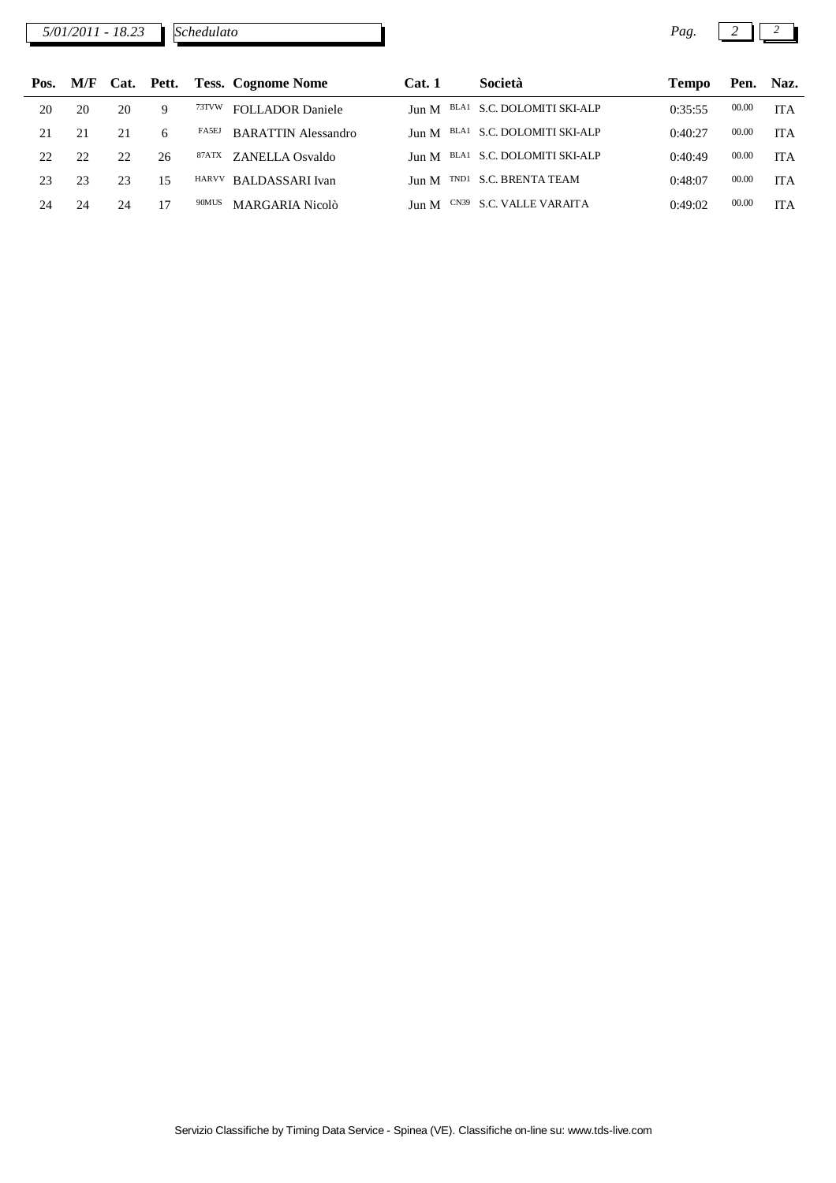| Pos. | M/F | Cat. | Pett. | Tess. | Cognome Nome | Cat. 1 | | Società | Tempo | Pen. | Naz. |
|---|---|---|---|---|---|---|---|---|---|---|---|
| 20 | 20 | 20 | 9 | 73TVW | FOLLADOR Daniele | Jun M | BLA1 | S.C. DOLOMITI SKI-ALP | 0:35:55 | 00.00 | ITA |
| 21 | 21 | 21 | 6 | FA5EJ | BARATTIN Alessandro | Jun M | BLA1 | S.C. DOLOMITI SKI-ALP | 0:40:27 | 00.00 | ITA |
| 22 | 22 | 22 | 26 | 87ATX | ZANELLA Osvaldo | Jun M | BLA1 | S.C. DOLOMITI SKI-ALP | 0:40:49 | 00.00 | ITA |
| 23 | 23 | 23 | 15 | HARVV | BALDASSARI Ivan | Jun M | TND1 | S.C. BRENTA TEAM | 0:48:07 | 00.00 | ITA |
| 24 | 24 | 24 | 17 | 90MUS | MARGARIA Nicolò | Jun M | CN39 | S.C. VALLE VARAITA | 0:49:02 | 00.00 | ITA |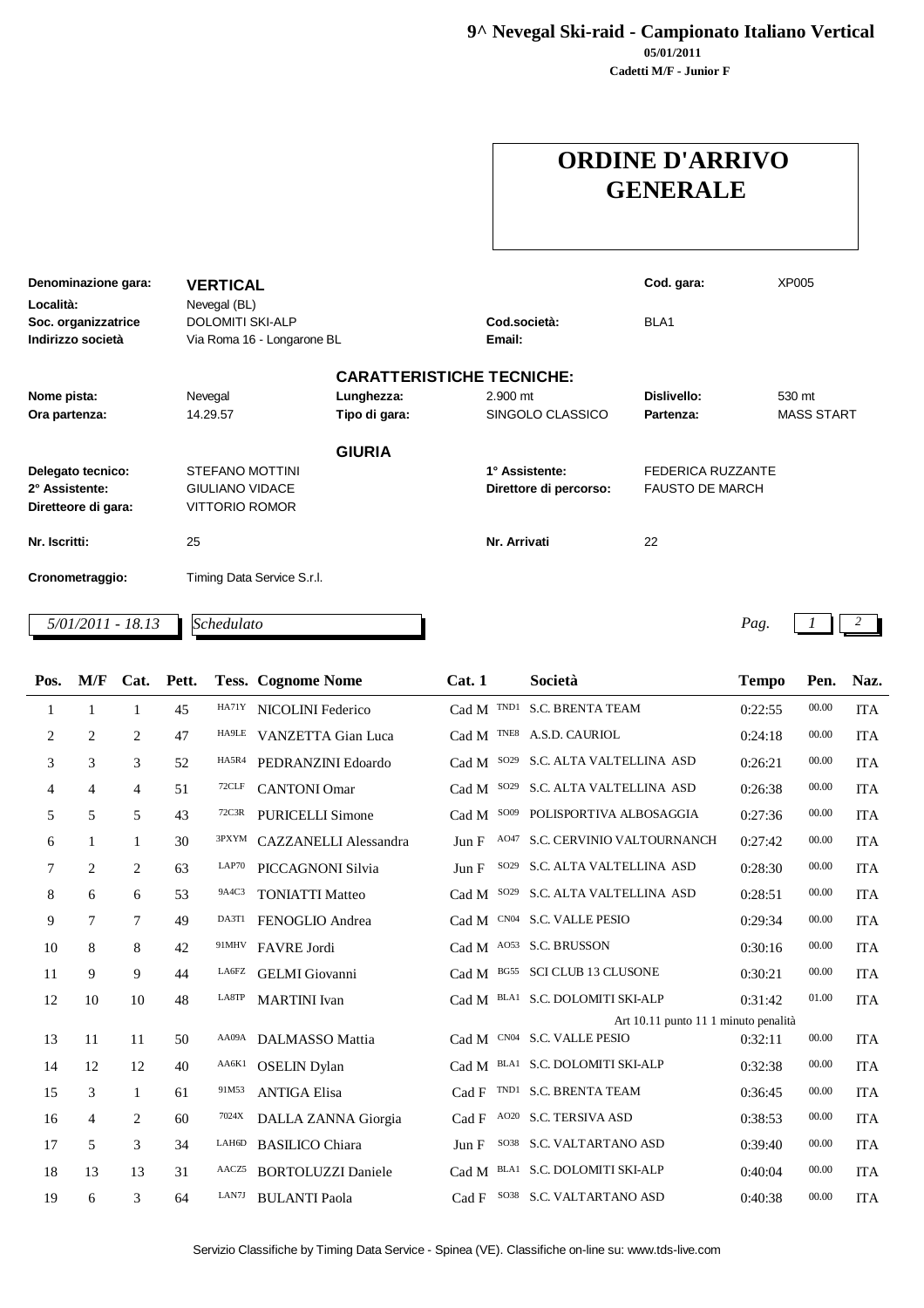**9^ Nevegal Ski-raid - Campionato Italiano Vertical**
**05/01/2011**
**Cadetti M/F - Junior F**

# ORDINE D'ARRIVO GENERALE

| | | | | | |
|---|---|---|---|---|---|
| **Denominazione gara:** | **VERTICAL** | | | **Cod. gara:** | XP005 |
| **Località:** | Nevegal (BL) | | | | |
| **Soc. organizzatrice** | DOLOMITI SKI-ALP | | **Cod.società:** | BLA1 | |
| **Indirizzo società** | Via Roma 16 - Longarone BL | | **Email:** | | |

**CARATTERISTICHE TECNICHE:**

| | | | | | |
|---|---|---|---|---|---|
| **Nome pista:** | Nevegal | **Lunghezza:** | 2.900 mt | **Dislivello:** | 530 mt |
| **Ora partenza:** | 14.29.57 | **Tipo di gara:** | SINGOLO CLASSICO | **Partenza:** | MASS START |

**GIURIA**

| | | | |
|---|---|---|---|
| **Delegato tecnico:** | STEFANO MOTTINI | **1° Assistente:** | FEDERICA RUZZANTE |
| **2° Assistente:** | GIULIANO VIDACE | **Direttore di percorso:** | FAUSTO DE MARCH |
| **Diretteore di gara:** | VITTORIO ROMOR | | |
| **Nr. Iscritti:** | 25 | **Nr. Arrivati** | 22 |
| **Cronometraggio:** | Timing Data Service S.r.l. | | |

*5/01/2011 - 18.13* *Schedulato*

| Pos. | M/F | Cat. | Pett. | Tess. | Cognome Nome | Cat. 1 | | Società | Tempo | Pen. | Naz. |
|---|---|---|---|---|---|---|---|---|---|---|---|
| 1 | 1 | 1 | 45 | HA71Y | NICOLINI Federico | Cad M | TND1 | S.C. BRENTA TEAM | 0:22:55 | 00.00 | ITA |
| 2 | 2 | 2 | 47 | HA9LE | VANZETTA Gian Luca | Cad M | TNE8 | A.S.D. CAURIOL | 0:24:18 | 00.00 | ITA |
| 3 | 3 | 3 | 52 | HA5R4 | PEDRANZINI Edoardo | Cad M | SO29 | S.C. ALTA VALTELLINA ASD | 0:26:21 | 00.00 | ITA |
| 4 | 4 | 4 | 51 | 72CLF | CANTONI Omar | Cad M | SO29 | S.C. ALTA VALTELLINA ASD | 0:26:38 | 00.00 | ITA |
| 5 | 5 | 5 | 43 | 72C3R | PURICELLI Simone | Cad M | SO09 | POLISPORTIVA ALBOSAGGIA | 0:27:36 | 00.00 | ITA |
| 6 | 1 | 1 | 30 | 3PXYM | CAZZANELLI Alessandra | Jun F | AO47 | S.C. CERVINIO VALTOURNANCH | 0:27:42 | 00.00 | ITA |
| 7 | 2 | 2 | 63 | LAP70 | PICCAGNONI Silvia | Jun F | SO29 | S.C. ALTA VALTELLINA ASD | 0:28:30 | 00.00 | ITA |
| 8 | 6 | 6 | 53 | 9A4C3 | TONIATTI Matteo | Cad M | SO29 | S.C. ALTA VALTELLINA ASD | 0:28:51 | 00.00 | ITA |
| 9 | 7 | 7 | 49 | DA3T1 | FENOGLIO Andrea | Cad M | CN04 | S.C. VALLE PESIO | 0:29:34 | 00.00 | ITA |
| 10 | 8 | 8 | 42 | 91MHV | FAVRE Jordi | Cad M | AO53 | S.C. BRUSSON | 0:30:16 | 00.00 | ITA |
| 11 | 9 | 9 | 44 | LA6FZ | GELMI Giovanni | Cad M | BG55 | SCI CLUB 13 CLUSONE | 0:30:21 | 00.00 | ITA |
| 12 | 10 | 10 | 48 | LA8TP | MARTINI Ivan | Cad M | BLA1 | S.C. DOLOMITI SKI-ALP | 0:31:42 | 01.00 | ITA |
| | | | | | | | | Art 10.11 punto 11 1 minuto penalità | | | |
| 13 | 11 | 11 | 50 | AA09A | DALMASSO Mattia | Cad M | CN04 | S.C. VALLE PESIO | 0:32:11 | 00.00 | ITA |
| 14 | 12 | 12 | 40 | AA6K1 | OSELIN Dylan | Cad M | BLA1 | S.C. DOLOMITI SKI-ALP | 0:32:38 | 00.00 | ITA |
| 15 | 3 | 1 | 61 | 91M53 | ANTIGA Elisa | Cad F | TND1 | S.C. BRENTA TEAM | 0:36:45 | 00.00 | ITA |
| 16 | 4 | 2 | 60 | 7024X | DALLA ZANNA Giorgia | Cad F | AO20 | S.C. TERSIVA ASD | 0:38:53 | 00.00 | ITA |
| 17 | 5 | 3 | 34 | LAH6D | BASILICO Chiara | Jun F | SO38 | S.C. VALTARTANO ASD | 0:39:40 | 00.00 | ITA |
| 18 | 13 | 13 | 31 | AACZ5 | BORTOLUZZI Daniele | Cad M | BLA1 | S.C. DOLOMITI SKI-ALP | 0:40:04 | 00.00 | ITA |
| 19 | 6 | 3 | 64 | LAN7J | BULANTI Paola | Cad F | SO38 | S.C. VALTARTANO ASD | 0:40:38 | 00.00 | ITA |

Servizio Classifiche by Timing Data Service - Spinea (VE). Classifiche on-line su: www.tds-live.com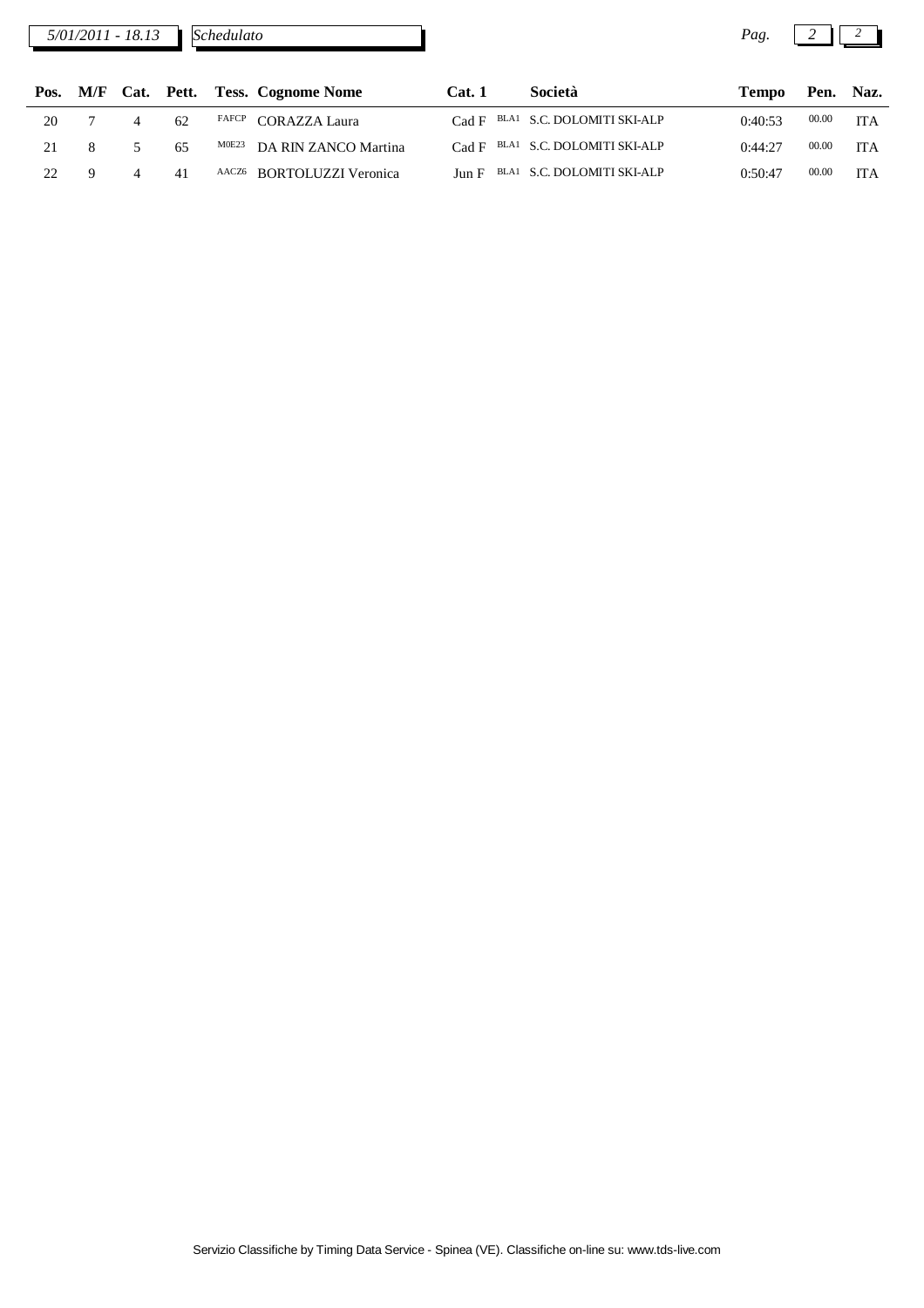| Pos. | M/F | Cat. | Pett. | Tess. | Cognome Nome | Cat. 1 | | Società | Tempo | Pen. | Naz. |
|---|---|---|---|---|---|---|---|---|---|---|---|
| 20 | 7 | 4 | 62 | FAFCP | CORAZZA Laura | Cad F | BLA1 | S.C. DOLOMITI SKI-ALP | 0:40:53 | 00.00 | ITA |
| 21 | 8 | 5 | 65 | M0E23 | DA RIN ZANCO Martina | Cad F | BLA1 | S.C. DOLOMITI SKI-ALP | 0:44:27 | 00.00 | ITA |
| 22 | 9 | 4 | 41 | AACZ6 | BORTOLUZZI Veronica | Jun F | BLA1 | S.C. DOLOMITI SKI-ALP | 0:50:47 | 00.00 | ITA |

Servizio Classifiche by Timing Data Service - Spinea (VE). Classifiche on-line su: www.tds-live.com